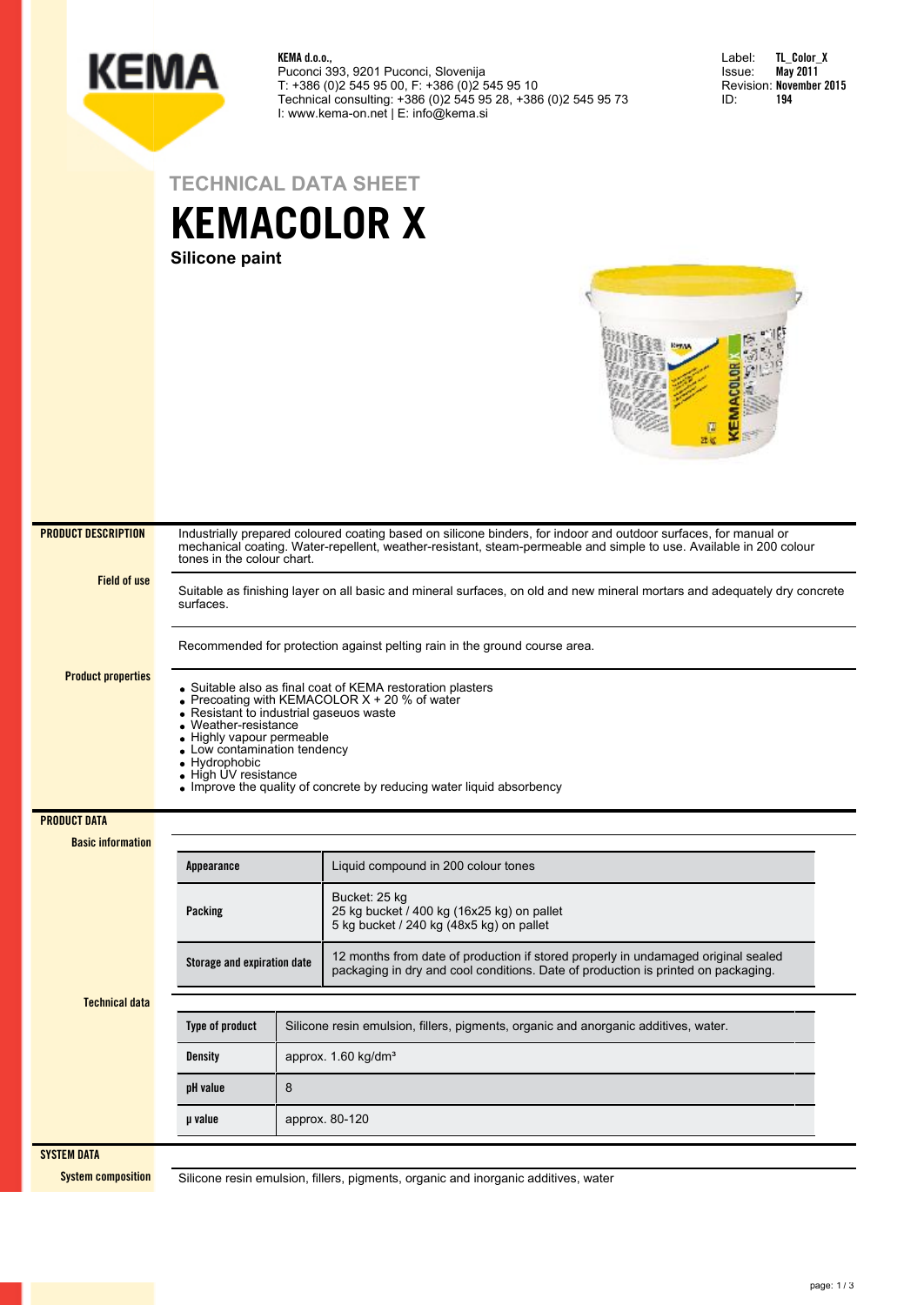**KEMA d.o.o.,**
Puconci 393, 9201 Puconci, Slovenija
T: +386 (0)2 545 95 00, F: +386 (0)2 545 95 10
Technical consulting: +386 (0)2 545 95 28, +386 (0)2 545 95 73
I: www.kema-on.net | E: info@kema.si

Label: **TL_Color_X**
Issue: **May 2011**
Revision: **November 2015**
ID: **194**

## TECHNICAL DATA SHEET

# KEMACOLOR X

**Silicone paint**

## PRODUCT DESCRIPTION

Industrially prepared coloured coating based on silicone binders, for indoor and outdoor surfaces, for manual or mechanical coating. Water-repellent, weather-resistant, steam-permeable and simple to use. Available in 200 colour tones in the colour chart.

### Field of use

Suitable as finishing layer on all basic and mineral surfaces, on old and new mineral mortars and adequately dry concrete surfaces.

Recommended for protection against pelting rain in the ground course area.

### Product properties

- Suitable also as final coat of KEMA restoration plasters
- Precoating with KEMACOLOR X + 20 % of water
- Resistant to industrial gaseuos waste
- Weather-resistance
- Highly vapour permeable
- Low contamination tendency
- Hydrophobic
- High UV resistance
- Improve the quality of concrete by reducing water liquid absorbency

## PRODUCT DATA

### Basic information

| | |
|---|---|
| **Appearance** | Liquid compound in 200 colour tones |
| **Packing** | Bucket: 25 kg<br>25 kg bucket / 400 kg (16x25 kg) on pallet<br>5 kg bucket / 240 kg (48x5 kg) on pallet |
| **Storage and expiration date** | 12 months from date of production if stored properly in undamaged original sealed packaging in dry and cool conditions. Date of production is printed on packaging. |

### Technical data

| | |
|---|---|
| **Type of product** | Silicone resin emulsion, fillers, pigments, organic and anorganic additives, water. |
| **Density** | approx. 1.60 kg/dm³ |
| **pH value** | 8 |
| **μ value** | approx. 80-120 |

## SYSTEM DATA

### System composition

Silicone resin emulsion, fillers, pigments, organic and inorganic additives, water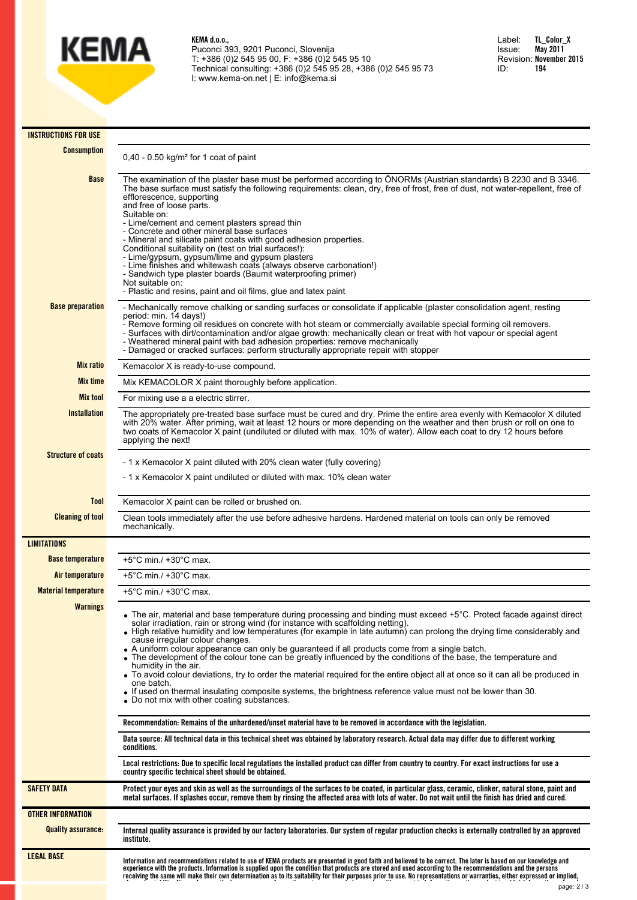## INSTRUCTIONS FOR USE

**Consumption**

0,40 - 0.50 kg/m² for 1 coat of paint

**Base**

The examination of the plaster base must be performed according to ÖNORMs (Austrian standards) B 2230 and B 3346. The base surface must satisfy the following requirements: clean, dry, free of frost, free of dust, not water-repellent, free of efflorescence, supporting and free of loose parts.
Suitable on:
- Lime/cement and cement plasters spread thin
- Concrete and other mineral base surfaces
- Mineral and silicate paint coats with good adhesion properties.

Conditional suitability on (test on trial surfaces!):
- Lime/gypsum, gypsum/lime and gypsum plasters
- Lime finishes and whitewash coats (always observe carbonation!)
- Sandwich type plaster boards (Baumit waterproofing primer)

Not suitable on:
- Plastic and resins, paint and oil films, glue and latex paint

**Base preparation**

- Mechanically remove chalking or sanding surfaces or consolidate if applicable (plaster consolidation agent, resting period: min. 14 days!)
- Remove forming oil residues on concrete with hot steam or commercially available special forming oil removers.
- Surfaces with dirt/contamination and/or algae growth: mechanically clean or treat with hot vapour or special agent
- Weathered mineral paint with bad adhesion properties: remove mechanically
- Damaged or cracked surfaces: perform structurally appropriate repair with stopper

**Mix ratio**

Kemacolor X is ready-to-use compound.

**Mix time**

Mix KEMACOLOR X paint thoroughly before application.

**Mix tool**

For mixing use a a electric stirrer.

**Installation**

The appropriately pre-treated base surface must be cured and dry. Prime the entire area evenly with Kemacolor X diluted with 20% water. After priming, wait at least 12 hours or more depending on the weather and then brush or roll on one to two coats of Kemacolor X paint (undiluted or diluted with max. 10% of water). Allow each coat to dry 12 hours before applying the next!

**Structure of coats**

- 1 x Kemacolor X paint diluted with 20% clean water (fully covering)
- 1 x Kemacolor X paint undiluted or diluted with max. 10% clean water

**Tool**

Kemacolor X paint can be rolled or brushed on.

**Cleaning of tool**

Clean tools immediately after the use before adhesive hardens. Hardened material on tools can only be removed mechanically.

## LIMITATIONS

**Base temperature**

+5°C min./ +30°C max.

**Air temperature**

+5°C min./ +30°C max.

**Material temperature**

+5°C min./ +30°C max.

**Warnings**

- The air, material and base temperature during processing and binding must exceed +5°C. Protect facade against direct solar irradiation, rain or strong wind (for instance with scaffolding netting).
- High relative humidity and low temperatures (for example in late autumn) can prolong the drying time considerably and cause irregular colour changes.
- A uniform colour appearance can only be guaranteed if all products come from a single batch.
- The development of the colour tone can be greatly influenced by the conditions of the base, the temperature and humidity in the air.
- To avoid colour deviations, try to order the material required for the entire object all at once so it can all be produced in one batch.
- If used on thermal insulating composite systems, the brightness reference value must not be lower than 30.
- Do not mix with other coating substances.

**Recommendation: Remains of the unhardened/unset material have to be removed in accordance with the legislation.**

**Data source: All technical data in this technical sheet was obtained by laboratory research. Actual data may differ due to different working conditions.**

**Local restrictions: Due to specific local regulations the installed product can differ from country to country. For exact instructions for use a country specific technical sheet should be obtained.**

## SAFETY DATA

**Protect your eyes and skin as well as the surroundings of the surfaces to be coated, in particular glass, ceramic, clinker, natural stone, paint and metal surfaces. If splashes occur, remove them by rinsing the affected area with lots of water. Do not wait until the finish has dried and cured.**

## OTHER INFORMATION

**Quality assurance:**

**Internal quality assurance is provided by our factory laboratories. Our system of regular production checks is externally controlled by an approved institute.**

## LEGAL BASE

**Information and recommendations related to use of KEMA products are presented in good faith and believed to be correct. The later is based on our knowledge and experience with the products. Information is supplied upon the condition that products are stored and used according to the recommendations and the persons receiving the same will make their own determination as to its suitability for their purposes prior to use. No representations or warranties, either expressed or implied,**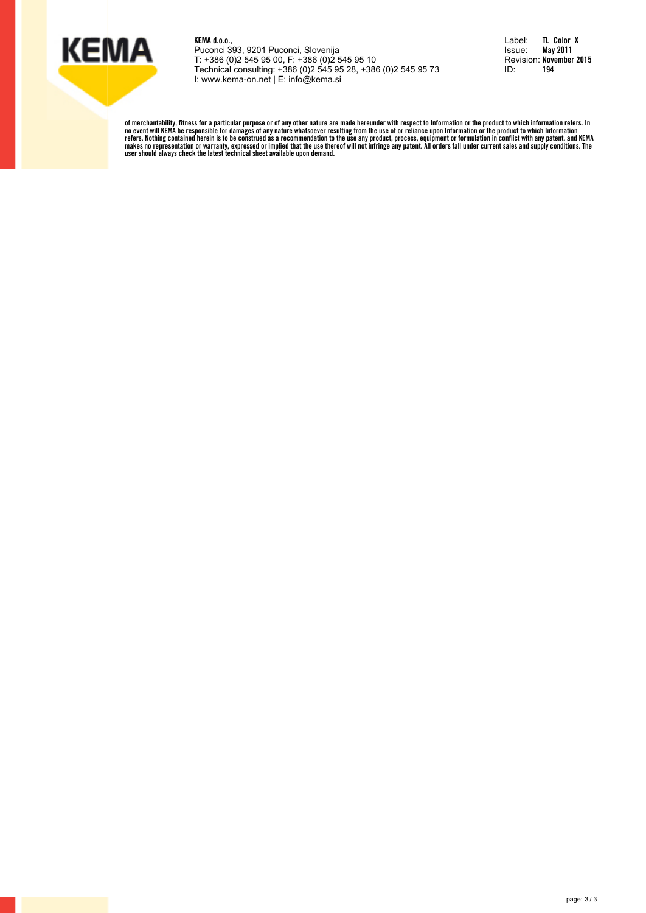of merchantability, fitness for a particular purpose or of any other nature are made hereunder with respect to Information or the product to which information refers. In no event will KEMA be responsible for damages of any nature whatsoever resulting from the use of or reliance upon Information or the product to which Information refers. Nothing contained herein is to be construed as a recommendation to the use any product, process, equipment or formulation in conflict with any patent, and KEMA makes no representation or warranty, expressed or implied that the use thereof will not infringe any patent. All orders fall under current sales and supply conditions. The user should always check the latest technical sheet available upon demand.